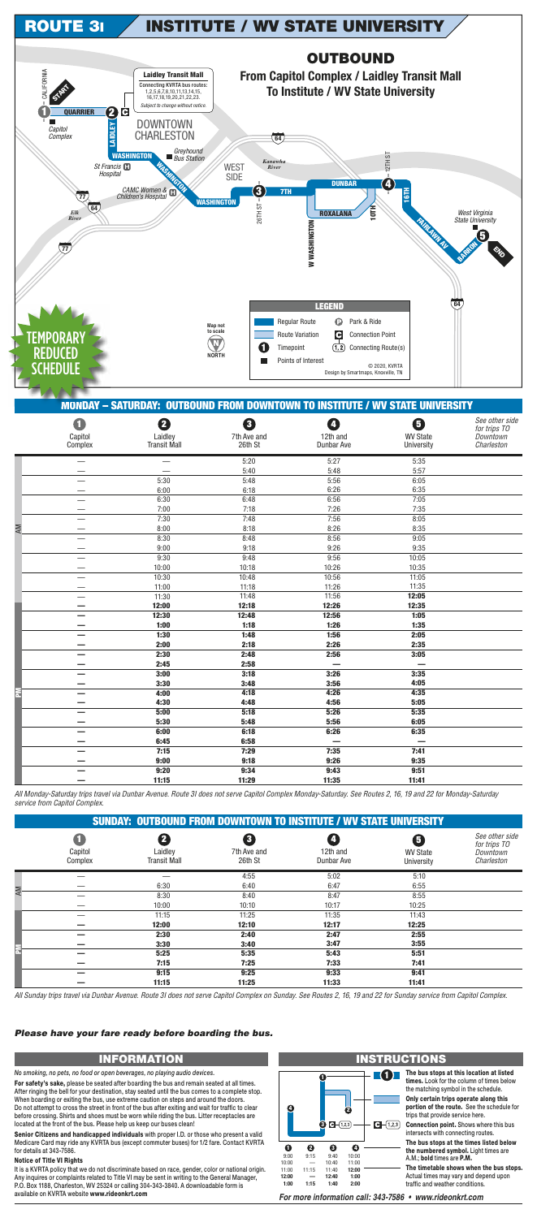# ROUTE 3I — INSTITUTE / WV STATE UNIVERSITY

## OUTBOUND

**From Capitol Complex / Laidley Transit Mall To Institute / WV State University**

**Laidley Transit Mall**
Connecting KVRTA bus routes: 1,2,5,6,7,8,10,11,13,14,15, 16,17,18,19,20,21,22,23.
*Subject to change without notice.*

START — 1 Capitol Complex — QUARRIER — 2 C — LAIDLEY — DOWNTOWN CHARLESTON — WASHINGTON — Greyhound Bus Station — St Francis Hospital — CAMC Women & Children's Hospital — WEST SIDE — Kanawha River — 3 — 7TH — 26TH ST — W WASHINGTON — ROXALANA — DUNBAR — 10TH — 12TH ST — 4 — 16TH — FAIRLAWN AV — West Virginia State University — BARRON — 5 — END

Elk River — 77 — 64

Map not to scale — NORTH

**LEGEND**
- Regular Route
- Route Variation
- Timepoint
- Points of Interest
- Park & Ride
- C Connection Point
- (1,2) Connecting Route(s)

© 2020, KVRTA
Design by Smartmaps, Knoxville, TN

**TEMPORARY REDUCED SCHEDULE**

## MONDAY – SATURDAY: OUTBOUND FROM DOWNTOWN TO INSTITUTE / WV STATE UNIVERSITY

| | 1 Capitol Complex | 2 Laidley Transit Mall | 3 7th Ave and 26th St | 4 12th and Dunbar Ave | 5 WV State University | *See other side for trips TO Downtown Charleston* |
|---|---|---|---|---|---|---|
| AM | — | — | 5:20 | 5:27 | 5:35 | |
| AM | — | — | 5:40 | 5:48 | 5:57 | |
| AM | — | 5:30 | 5:48 | 5:56 | 6:05 | |
| AM | — | 6:00 | 6:18 | 6:26 | 6:35 | |
| AM | — | 6:30 | 6:48 | 6:56 | 7:05 | |
| AM | — | 7:00 | 7:18 | 7:26 | 7:35 | |
| AM | — | 7:30 | 7:48 | 7:56 | 8:05 | |
| AM | — | 8:00 | 8:18 | 8:26 | 8:35 | |
| AM | — | 8:30 | 8:48 | 8:56 | 9:05 | |
| AM | — | 9:00 | 9:18 | 9:26 | 9:35 | |
| AM | — | 9:30 | 9:48 | 9:56 | 10:05 | |
| AM | — | 10:00 | 10:18 | 10:26 | 10:35 | |
| AM | — | 10:30 | 10:48 | 10:56 | 11:05 | |
| AM | — | 11:00 | 11:18 | 11:26 | 11:35 | |
| AM | — | 11:30 | 11:48 | 11:56 | **12:05** | |
| PM | **—** | **12:00** | **12:18** | **12:26** | **12:35** | |
| PM | **—** | **12:30** | **12:48** | **12:56** | **1:05** | |
| PM | **—** | **1:00** | **1:18** | **1:26** | **1:35** | |
| PM | **—** | **1:30** | **1:48** | **1:56** | **2:05** | |
| PM | **—** | **2:00** | **2:18** | **2:26** | **2:35** | |
| PM | **—** | **2:30** | **2:48** | **2:56** | **3:05** | |
| PM | **—** | **2:45** | **2:58** | **—** | **—** | |
| PM | **—** | **3:00** | **3:18** | **3:26** | **3:35** | |
| PM | **—** | **3:30** | **3:48** | **3:56** | **4:05** | |
| PM | **—** | **4:00** | **4:18** | **4:26** | **4:35** | |
| PM | **—** | **4:30** | **4:48** | **4:56** | **5:05** | |
| PM | **—** | **5:00** | **5:18** | **5:26** | **5:35** | |
| PM | **—** | **5:30** | **5:48** | **5:56** | **6:05** | |
| PM | **—** | **6:00** | **6:18** | **6:26** | **6:35** | |
| PM | **—** | **6:45** | **6:58** | **—** | **—** | |
| PM | **—** | **7:15** | **7:29** | **7:35** | **7:41** | |
| PM | **—** | **9:00** | **9:18** | **9:26** | **9:35** | |
| PM | **—** | **9:20** | **9:34** | **9:43** | **9:51** | |
| PM | **—** | **11:15** | **11:29** | **11:35** | **11:41** | |

*All Monday-Saturday trips travel via Dunbar Avenue. Route 3I does not serve Capitol Complex Monday-Saturday. See Routes 2, 16, 19 and 22 for Monday-Saturday service from Capitol Complex.*

## SUNDAY: OUTBOUND FROM DOWNTOWN TO INSTITUTE / WV STATE UNIVERSITY

| | 1 Capitol Complex | 2 Laidley Transit Mall | 3 7th Ave and 26th St | 4 12th and Dunbar Ave | 5 WV State University | *See other side for trips TO Downtown Charleston* |
|---|---|---|---|---|---|---|
| AM | — | — | 4:55 | 5:02 | 5:10 | |
| AM | — | 6:30 | 6:40 | 6:47 | 6:55 | |
| AM | — | 8:30 | 8:40 | 8:47 | 8:55 | |
| AM | — | 10:00 | 10:10 | 10:17 | 10:25 | |
| AM | — | 11:15 | 11:25 | 11:35 | 11:43 | |
| PM | **—** | **12:00** | **12:10** | **12:17** | **12:25** | |
| PM | **—** | **2:30** | **2:40** | **2:47** | **2:55** | |
| PM | **—** | **3:30** | **3:40** | **3:47** | **3:55** | |
| PM | **—** | **5:25** | **5:35** | **5:43** | **5:51** | |
| PM | **—** | **7:15** | **7:25** | **7:33** | **7:41** | |
| PM | **—** | **9:15** | **9:25** | **9:33** | **9:41** | |
| PM | **—** | **11:15** | **11:25** | **11:33** | **11:41** | |

*All Sunday trips travel via Dunbar Avenue. Route 3I does not serve Capitol Complex on Sunday. See Routes 2, 16, 19 and 22 for Sunday service from Capitol Complex.*

***Please have your fare ready before boarding the bus.***

## INFORMATION

*No smoking, no pets, no food or open beverages, no playing audio devices.*

**For safety's sake,** please be seated after boarding the bus and remain seated at all times. After ringing the bell for your destination, stay seated until the bus comes to a complete stop. When boarding or exiting the bus, use extreme caution on steps and around the doors. Do not attempt to cross the street in front of the bus after exiting and wait for traffic to clear before crossing. Shirts and shoes must be worn while riding the bus. Litter receptacles are located at the front of the bus. Please help us keep our buses clean!

**Senior Citizens and handicapped individuals** with proper I.D. or those who present a valid Medicare Card may ride any KVRTA bus (except commuter buses) for 1/2 fare. Contact KVRTA for details at 343-7586.

**Notice of Title VI Rights**

It is a KVRTA policy that we do not discriminate based on race, gender, color or national origin. Any inquires or complaints related to Title VI may be sent in writing to the General Manager, P.O. Box 1188, Charleston, WV 25324 or calling 304-343-3840. A downloadable form is available on KVRTA website **www.rideonkrt.com**

## INSTRUCTIONS

| 1 | 2 | 3 | 4 |
|---|---|---|---|
| 9:00 | 9:15 | 9:40 | 10:00 |
| 10:00 | — | 10:40 | 11:00 |
| 11:00 | 11:15 | 11:40 | **12:00** |
| **12:00** | — | **12:40** | **1:00** |
| **1:00** | **1:15** | **1:40** | **2:00** |

**The bus stops at this location at listed times.** Look for the column of times below the matching symbol in the schedule.

**Only certain trips operate along this portion of the route.** See the schedule for trips that provide service here.

**Connection point.** Shows where this bus intersects with connecting routes.

**The bus stops at the times listed below the numbered symbol.** Light times are A.M.; **bold times are P.M.**

**The timetable shows when the bus stops.** Actual times may vary and depend upon traffic and weather conditions.

*For more information call: 343-7586 • www.rideonkrt.com*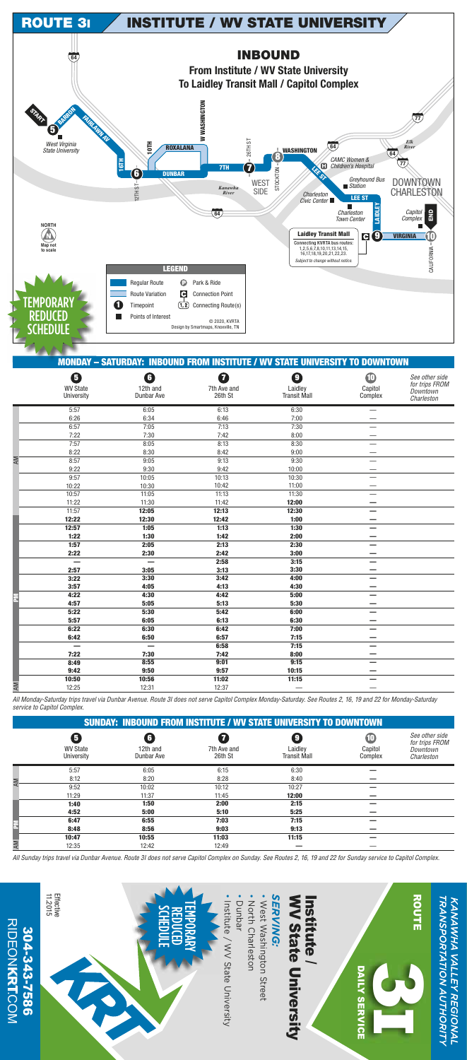# ROUTE 3I — INSTITUTE / WV STATE UNIVERSITY

## INBOUND

**From Institute / WV State University To Laidley Transit Mall / Capitol Complex**

START — 5 West Virginia State University — BARRON — FAIRLAWN AV — 10TH — ROXALANA — 12TH ST — 6 DUNBAR — 7TH — 7 — 28TH ST — WEST SIDE — STOCKTON — 8 — WASHINGTON — LEE ST — LEE ST — LAIDLEY — 9 — VIRGINIA — 10 — CALIFORNIA — END

W WASHINGTON, 19TH, Kanawha River, Elk River, CAMC Women & Children's Hospital, Greyhound Bus Station, DOWNTOWN CHARLESTON, Charleston Civic Center, Charleston Town Center, Capitol Complex, 64, 77

NORTH — Map not to scale

**Laidley Transit Mall**
Connecting KVRTA bus routes: 1,2,5,6,7,8,10,11,13,14,15, 16,17,18,19,20,21,22,23.
*Subject to change without notice.*

**LEGEND**
- Regular Route
- Route Variation
- Timepoint
- Points of Interest
- Park & Ride
- Connection Point
- Connecting Route(s)

© 2020, KVRTA
Design by Smartmaps, Knoxville, TN

TEMPORARY REDUCED SCHEDULE

## MONDAY – SATURDAY: INBOUND FROM INSTITUTE / WV STATE UNIVERSITY TO DOWNTOWN

| | 5 WV State University | 6 12th and Dunbar Ave | 7 7th Ave and 28th St | 9 Laidley Transit Mall | 10 Capitol Complex | See other side for trips FROM Downtown Charleston |
|---|---|---|---|---|---|---|
| AM | 5:57 | 6:05 | 6:13 | 6:30 | — | |
| AM | 6:26 | 6:34 | 6:46 | 7:00 | — | |
| AM | 6:57 | 7:05 | 7:13 | 7:30 | — | |
| AM | 7:22 | 7:30 | 7:42 | 8:00 | — | |
| AM | 7:57 | 8:05 | 8:13 | 8:30 | — | |
| AM | 8:22 | 8:30 | 8:42 | 9:00 | — | |
| AM | 8:57 | 9:05 | 9:13 | 9:30 | — | |
| AM | 9:22 | 9:30 | 9:42 | 10:00 | — | |
| AM | 9:57 | 10:05 | 10:13 | 10:30 | — | |
| AM | 10:22 | 10:30 | 10:42 | 11:00 | — | |
| AM | 10:57 | 11:05 | 11:13 | 11:30 | — | |
| AM | 11:22 | 11:30 | 11:42 | **12:00** | — | |
| AM | 11:57 | **12:05** | **12:13** | **12:30** | — | |
| PM | **12:22** | **12:30** | **12:42** | **1:00** | — | |
| PM | **12:57** | **1:05** | **1:13** | **1:30** | — | |
| PM | **1:22** | **1:30** | **1:42** | **2:00** | — | |
| PM | **1:57** | **2:05** | **2:13** | **2:30** | — | |
| PM | **2:22** | **2:30** | **2:42** | **3:00** | — | |
| PM | — | — | **2:58** | **3:15** | — | |
| PM | **2:57** | **3:05** | **3:13** | **3:30** | — | |
| PM | **3:22** | **3:30** | **3:42** | **4:00** | — | |
| PM | **3:57** | **4:05** | **4:13** | **4:30** | — | |
| PM | **4:22** | **4:30** | **4:42** | **5:00** | — | |
| PM | **4:57** | **5:05** | **5:13** | **5:30** | — | |
| PM | **5:22** | **5:30** | **5:42** | **6:00** | — | |
| PM | **5:57** | **6:05** | **6:13** | **6:30** | — | |
| PM | **6:22** | **6:30** | **6:42** | **7:00** | — | |
| PM | **6:42** | **6:50** | **6:57** | **7:15** | — | |
| PM | — | — | **6:58** | **7:15** | — | |
| PM | **7:22** | **7:30** | **7:42** | **8:00** | — | |
| PM | **8:49** | **8:55** | **9:01** | **9:15** | — | |
| PM | **9:42** | **9:50** | **9:57** | **10:15** | — | |
| PM | **10:50** | **10:56** | **11:02** | **11:15** | — | |
| AM | 12:25 | 12:31 | 12:37 | — | — | |

*All Monday-Saturday trips travel via Dunbar Avenue. Route 3I does not serve Capitol Complex Monday-Saturday. See Routes 2, 16, 19 and 22 for Monday-Saturday service to Capitol Complex.*

## SUNDAY: INBOUND FROM INSTITUTE / WV STATE UNIVERSITY TO DOWNTOWN

| | 5 WV State University | 6 12th and Dunbar Ave | 7 7th Ave and 28th St | 9 Laidley Transit Mall | 10 Capitol Complex | See other side for trips FROM Downtown Charleston |
|---|---|---|---|---|---|---|
| AM | 5:57 | 6:05 | 6:15 | 6:30 | — | |
| AM | 8:12 | 8:20 | 8:28 | 8:40 | — | |
| AM | 9:52 | 10:02 | 10:12 | 10:27 | — | |
| AM | 11:29 | 11:37 | 11:45 | **12:00** | — | |
| PM | **1:40** | **1:50** | **2:00** | **2:15** | — | |
| PM | **4:52** | **5:00** | **5:10** | **5:25** | — | |
| PM | **6:47** | **6:55** | **7:03** | **7:15** | — | |
| PM | **8:48** | **8:56** | **9:03** | **9:13** | — | |
| PM | **10:47** | **10:55** | **11:03** | **11:15** | — | |
| AM | 12:35 | 12:42 | 12:49 | — | — | |

*All Sunday trips travel via Dunbar Avenue. Route 3I does not serve Capitol Complex on Sunday. See Routes 2, 16, 19 and 22 for Sunday service to Capitol Complex.*

*KANAWHA VALLEY REGIONAL TRANSPORTATION AUTHORITY*

**ROUTE 3I** — DAILY SERVICE

# Institute / WV State University

***SERVING:***
- West Washington Street
- North Charleston
- Dunbar
- Institute / WV State University

TEMPORARY REDUCED SCHEDULE

Effective 11.2015

KRT

**304-343-7586**
RIDEON**KRT**.COM